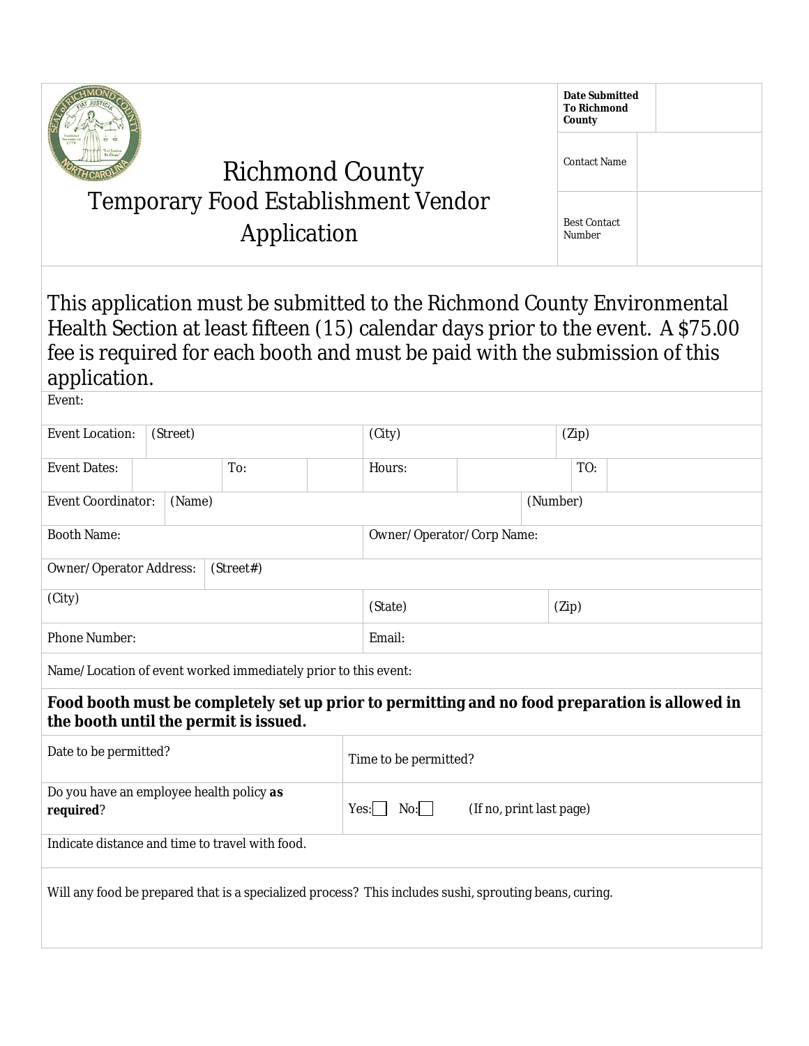# Richmond County Temporary Food Establishment Vendor Application

| Date Submitted To Richmond County | |
|---|---|
| Contact Name | |
| Best Contact Number | |

This application must be submitted to the Richmond County Environmental Health Section at least fifteen (15) calendar days prior to the event. A $75.00 fee is required for each booth and must be paid with the submission of this application.

| | | | | | | | |
|---|---|---|---|---|---|---|---|
| Event: | | | | | | | |
| Event Location: | (Street) | | | (City) | | (Zip) | |
| Event Dates: | | To: | | Hours: | | TO: | |
| Event Coordinator: | (Name) | | | | | (Number) | |
| Booth Name: | | | | Owner/Operator/Corp Name: | | | |
| Owner/Operator Address: | (Street#) | | | | | | |
| (City) | | | | (State) | | (Zip) | |
| Phone Number: | | | | Email: | | | |
| Name/Location of event worked immediately prior to this event: | | | | | | | |

**Food booth must be completely set up prior to permitting and no food preparation is allowed in the booth until the permit is issued.**

| | |
|---|---|
| Date to be permitted? | Time to be permitted? |
| Do you have an employee health policy **as required**? | Yes: ☐ No: ☐ (If no, print last page) |
| Indicate distance and time to travel with food. | |
| Will any food be prepared that is a specialized process? This includes sushi, sprouting beans, curing. | |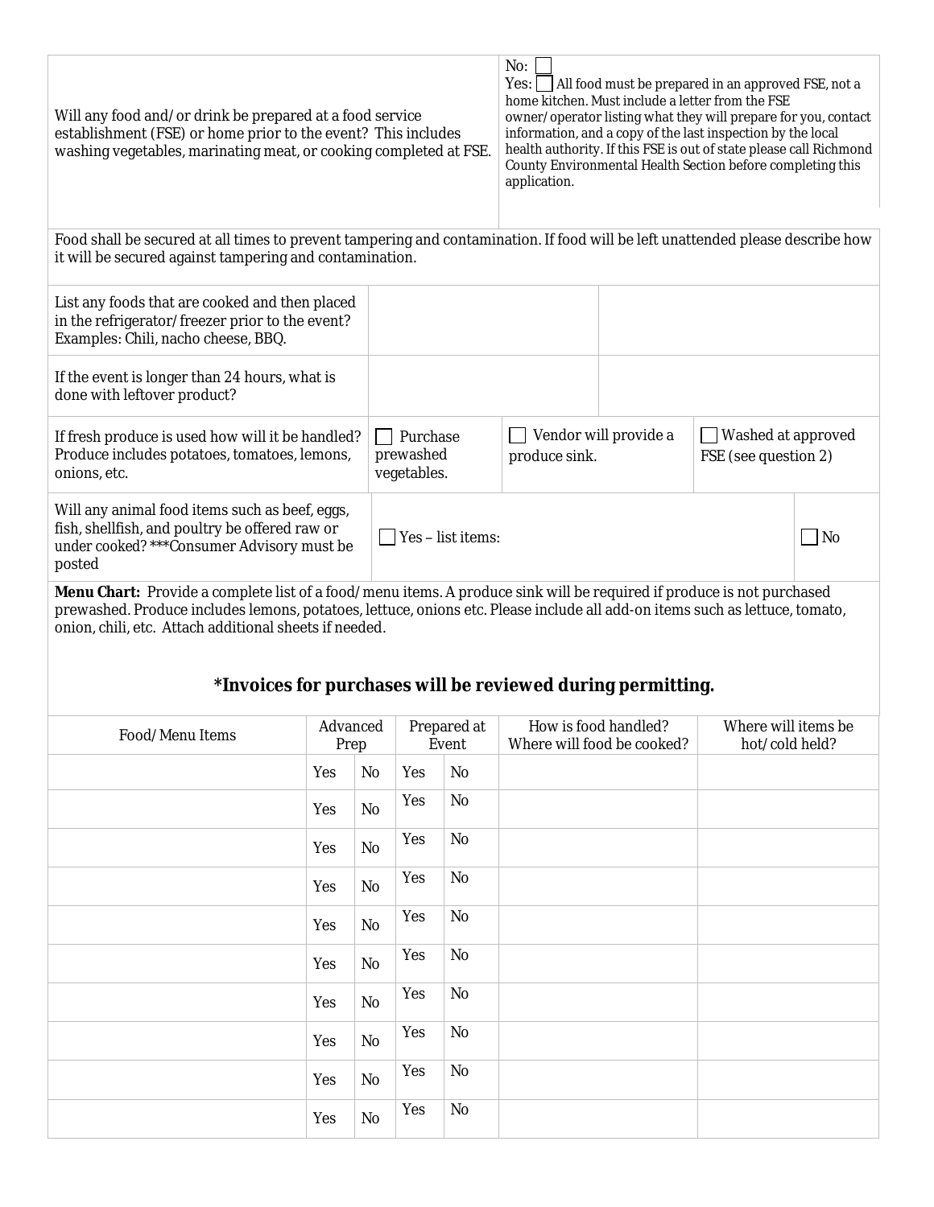| Will any food and/or drink be prepared at a food service establishment (FSE) or home prior to the event? This includes washing vegetables, marinating meat, or cooking completed at FSE. | No: ☐<br>Yes: ☐ All food must be prepared in an approved FSE, not a home kitchen. Must include a letter from the FSE owner/operator listing what they will prepare for you, contact information, and a copy of the last inspection by the local health authority. If this FSE is out of state please call Richmond County Environmental Health Section before completing this application. |
|---|---|

Food shall be secured at all times to prevent tampering and contamination. If food will be left unattended please describe how it will be secured against tampering and contamination.

| | | |
|---|---|---|
| List any foods that are cooked and then placed in the refrigerator/freezer prior to the event? Examples: Chili, nacho cheese, BBQ. | | |
| If the event is longer than 24 hours, what is done with leftover product? | | |

| | | | |
|---|---|---|---|
| If fresh produce is used how will it be handled? Produce includes potatoes, tomatoes, lemons, onions, etc. | ☐ Purchase prewashed vegetables. | ☐ Vendor will provide a produce sink. | ☐ Washed at approved FSE (see question 2) |

| | | |
|---|---|---|
| Will any animal food items such as beef, eggs, fish, shellfish, and poultry be offered raw or under cooked? ***Consumer Advisory must be posted | ☐ Yes – list items: | ☐ No |

**Menu Chart:** Provide a complete list of a food/menu items. A produce sink will be required if produce is not purchased prewashed. Produce includes lemons, potatoes, lettuce, onions etc. Please include all add-on items such as lettuce, tomato, onion, chili, etc. Attach additional sheets if needed.

**\*Invoices for purchases will be reviewed during permitting.**

| Food/Menu Items | Advanced Prep | | Prepared at Event | | How is food handled? Where will food be cooked? | Where will items be hot/cold held? |
|---|---|---|---|---|---|---|
| | Yes | No | Yes | No | | |
| | Yes | No | Yes | No | | |
| | Yes | No | Yes | No | | |
| | Yes | No | Yes | No | | |
| | Yes | No | Yes | No | | |
| | Yes | No | Yes | No | | |
| | Yes | No | Yes | No | | |
| | Yes | No | Yes | No | | |
| | Yes | No | Yes | No | | |
| | Yes | No | Yes | No | | |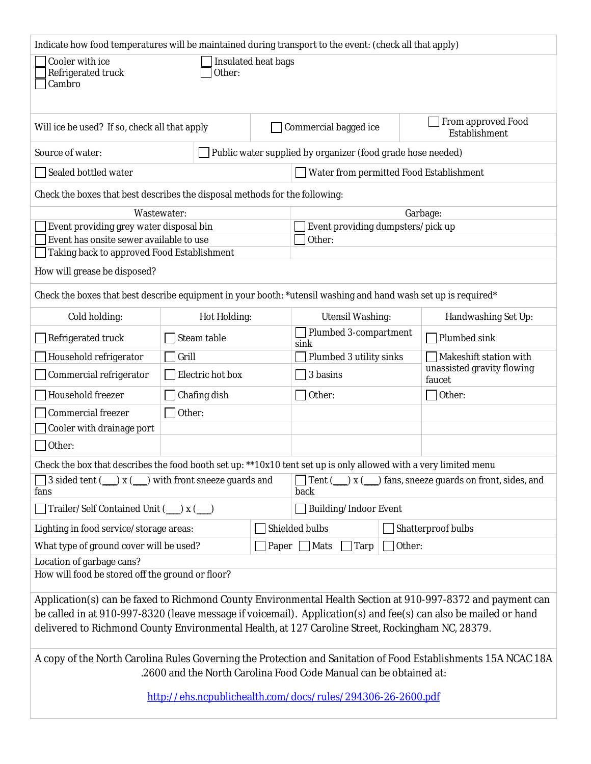Indicate how food temperatures will be maintained during transport to the event: (check all that apply)

- ☐ Cooler with ice
- ☐ Refrigerated truck
- ☐ Cambro
- ☐ Insulated heat bags
- ☐ Other:

| Will ice be used? If so, check all that apply | ☐ Commercial bagged ice | ☐ From approved Food Establishment |
|---|---|---|

| Source of water: | ☐ Public water supplied by organizer (food grade hose needed) |
|---|---|
| ☐ Sealed bottled water | ☐ Water from permitted Food Establishment |

Check the boxes that best describes the disposal methods for the following:

| Wastewater: | Garbage: |
|---|---|
| ☐ Event providing grey water disposal bin | ☐ Event providing dumpsters/pick up |
| ☐ Event has onsite sewer available to use | ☐ Other: |
| ☐ Taking back to approved Food Establishment | |

How will grease be disposed?

Check the boxes that best describe equipment in your booth: *utensil washing and hand wash set up is required*

| Cold holding: | Hot Holding: | Utensil Washing: | Handwashing Set Up: |
|---|---|---|---|
| ☐ Refrigerated truck | ☐ Steam table | ☐ Plumbed 3-compartment sink | ☐ Plumbed sink |
| ☐ Household refrigerator | ☐ Grill | ☐ Plumbed 3 utility sinks | ☐ Makeshift station with unassisted gravity flowing faucet |
| ☐ Commercial refrigerator | ☐ Electric hot box | ☐ 3 basins | |
| ☐ Household freezer | ☐ Chafing dish | ☐ Other: | ☐ Other: |
| ☐ Commercial freezer | ☐ Other: | | |
| ☐ Cooler with drainage port | | | |
| ☐ Other: | | | |

Check the box that describes the food booth set up: **10x10 tent set up is only allowed with a very limited menu

| ☐ 3 sided tent (___) x (___) with front sneeze guards and fans | ☐ Tent (___) x (___) fans, sneeze guards on front, sides, and back |
|---|---|
| ☐ Trailer/Self Contained Unit (___) x (___) | ☐ Building/Indoor Event |

| Lighting in food service/storage areas: | ☐ Shielded bulbs | ☐ Shatterproof bulbs |
|---|---|---|
| What type of ground cover will be used? | ☐ Paper ☐ Mats ☐ Tarp | ☐ Other: |

Location of garbage cans?

How will food be stored off the ground or floor?

Application(s) can be faxed to Richmond County Environmental Health Section at 910-997-8372 and payment can be called in at 910-997-8320 (leave message if voicemail). Application(s) and fee(s) can also be mailed or hand delivered to Richmond County Environmental Health, at 127 Caroline Street, Rockingham NC, 28379.

A copy of the North Carolina Rules Governing the Protection and Sanitation of Food Establishments 15A NCAC 18A .2600 and the North Carolina Food Code Manual can be obtained at:

http://ehs.ncpublichealth.com/docs/rules/294306-26-2600.pdf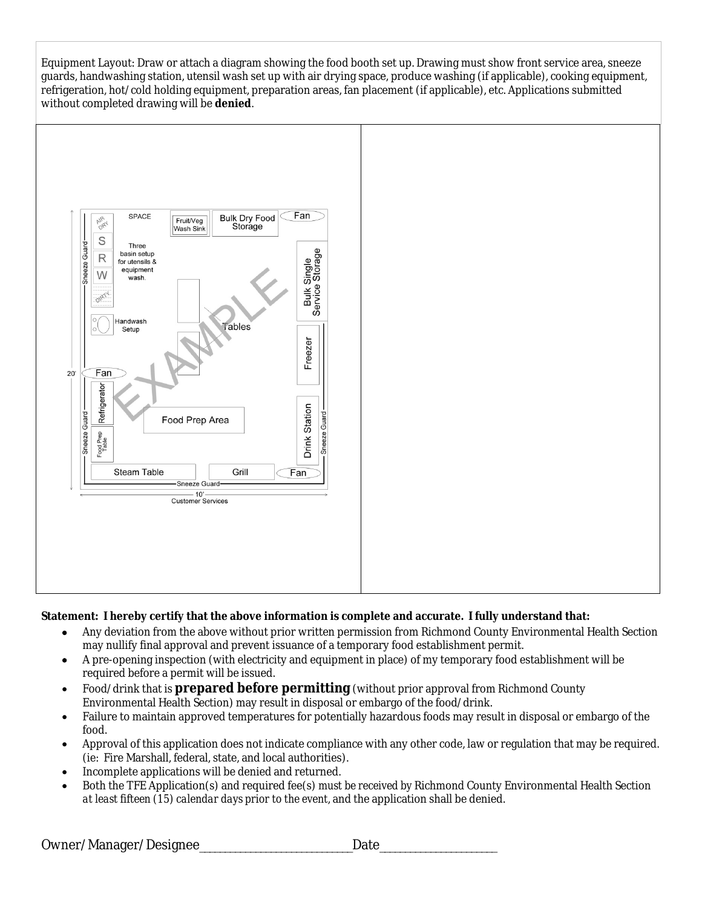Equipment Layout: Draw or attach a diagram showing the food booth set up. Drawing must show front service area, sneeze guards, handwashing station, utensil wash set up with air drying space, produce washing (if applicable), cooking equipment, refrigeration, hot/cold holding equipment, preparation areas, fan placement (if applicable), etc. Applications submitted without completed drawing will be **denied**.

SPACE | AIR DRY | S | R | W | DIRTY | Three basin setup for utensils & equipment wash. | Fruit/Veg Wash Sink | Bulk Dry Food Storage | Fan | Bulk Single Service Storage | Tables | Handwash Setup | Freezer | Fan | 20' | Refrigerator | Food Prep Area | Food Prep Table | Drink Station | Sneeze Guard | Steam Table | Grill | Fan | Sneeze Guard | 10' | Customer Services | EXAMPLE

**Statement: I hereby certify that the above information is complete and accurate. I fully understand that:**

- Any deviation from the above without prior written permission from Richmond County Environmental Health Section may nullify final approval and prevent issuance of a temporary food establishment permit.
- A pre-opening inspection (with electricity and equipment in place) of my temporary food establishment will be required before a permit will be issued.
- Food/drink that is **prepared before permitting** (without prior approval from Richmond County Environmental Health Section) may result in disposal or embargo of the food/drink.
- Failure to maintain approved temperatures for potentially hazardous foods may result in disposal or embargo of the food.
- Approval of this application does not indicate compliance with any other code, law or regulation that may be required. (ie: Fire Marshall, federal, state, and local authorities).
- Incomplete applications will be denied and returned.
- Both the TFE Application(s) and required fee(s) must be received by Richmond County Environmental Health Section *at least fifteen (15) calendar days prior to the event, and the application shall be denied.*

Owner/Manager/Designee\_\_\_\_\_\_\_\_\_\_\_\_\_\_\_\_\_\_\_\_\_\_\_\_\_\_\_\_Date\_\_\_\_\_\_\_\_\_\_\_\_\_\_\_\_\_\_\_\_\_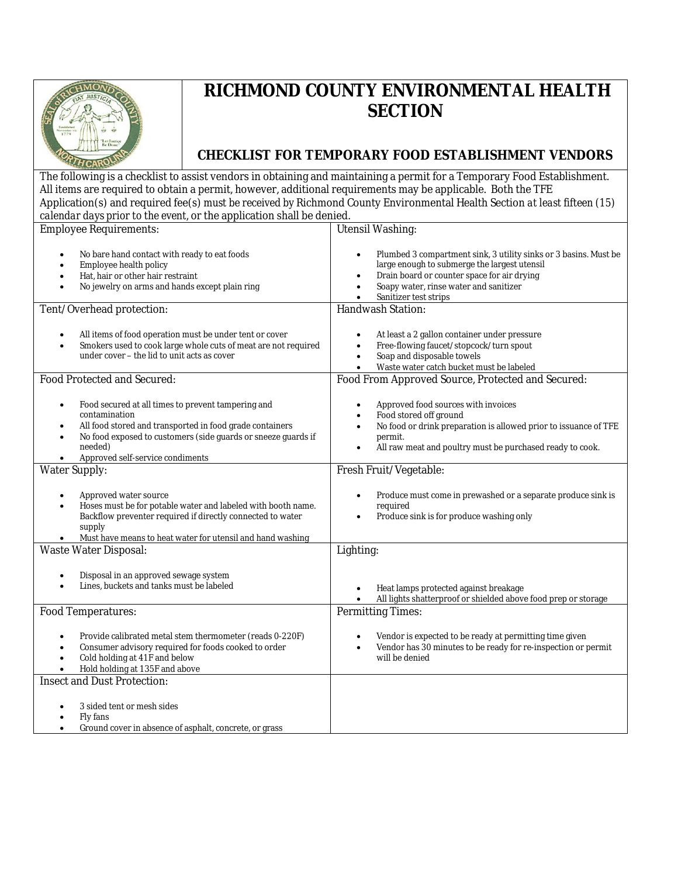# RICHMOND COUNTY ENVIRONMENTAL HEALTH SECTION

## CHECKLIST FOR TEMPORARY FOOD ESTABLISHMENT VENDORS

The following is a checklist to assist vendors in obtaining and maintaining a permit for a Temporary Food Establishment. All items are required to obtain a permit, however, additional requirements may be applicable. Both the TFE Application(s) and required fee(s) must be received by Richmond County Environmental Health Section *at least fifteen (15) calendar days prior to the event*, or the application shall be denied.

**Employee Requirements:**

- No bare hand contact with ready to eat foods
- Employee health policy
- Hat, hair or other hair restraint
- No jewelry on arms and hands except plain ring

**Utensil Washing:**

- Plumbed 3 compartment sink, 3 utility sinks or 3 basins. Must be large enough to submerge the largest utensil
- Drain board or counter space for air drying
- Soapy water, rinse water and sanitizer
- Sanitizer test strips

**Tent/Overhead protection:**

- All items of food operation must be under tent or cover
- Smokers used to cook large whole cuts of meat are not required under cover – the lid to unit acts as cover

**Handwash Station:**

- At least a 2 gallon container under pressure
- Free-flowing faucet/stopcock/turn spout
- Soap and disposable towels
- Waste water catch bucket must be labeled

**Food Protected and Secured:**

- Food secured at all times to prevent tampering and contamination
- All food stored and transported in food grade containers
- No food exposed to customers (side guards or sneeze guards if needed)
- Approved self-service condiments

**Food From Approved Source, Protected and Secured:**

- Approved food sources with invoices
- Food stored off ground
- No food or drink preparation is allowed prior to issuance of TFE permit.
- All raw meat and poultry must be purchased ready to cook.

**Water Supply:**

- Approved water source
- Hoses must be for potable water and labeled with booth name. Backflow preventer required if directly connected to water supply
- Must have means to heat water for utensil and hand washing

**Fresh Fruit/Vegetable:**

- Produce must come in prewashed or a separate produce sink is required
- Produce sink is for produce washing only

**Waste Water Disposal:**

- Disposal in an approved sewage system
- Lines, buckets and tanks must be labeled

**Lighting:**

- Heat lamps protected against breakage
- All lights shatterproof or shielded above food prep or storage

**Food Temperatures:**

- Provide calibrated metal stem thermometer (reads 0-220F)
- Consumer advisory required for foods cooked to order
- Cold holding at 41F and below
- Hold holding at 135F and above

**Permitting Times:**

- Vendor is expected to be ready at permitting time given
- Vendor has 30 minutes to be ready for re-inspection or permit will be denied

**Insect and Dust Protection:**

- 3 sided tent or mesh sides
- Fly fans
- Ground cover in absence of asphalt, concrete, or grass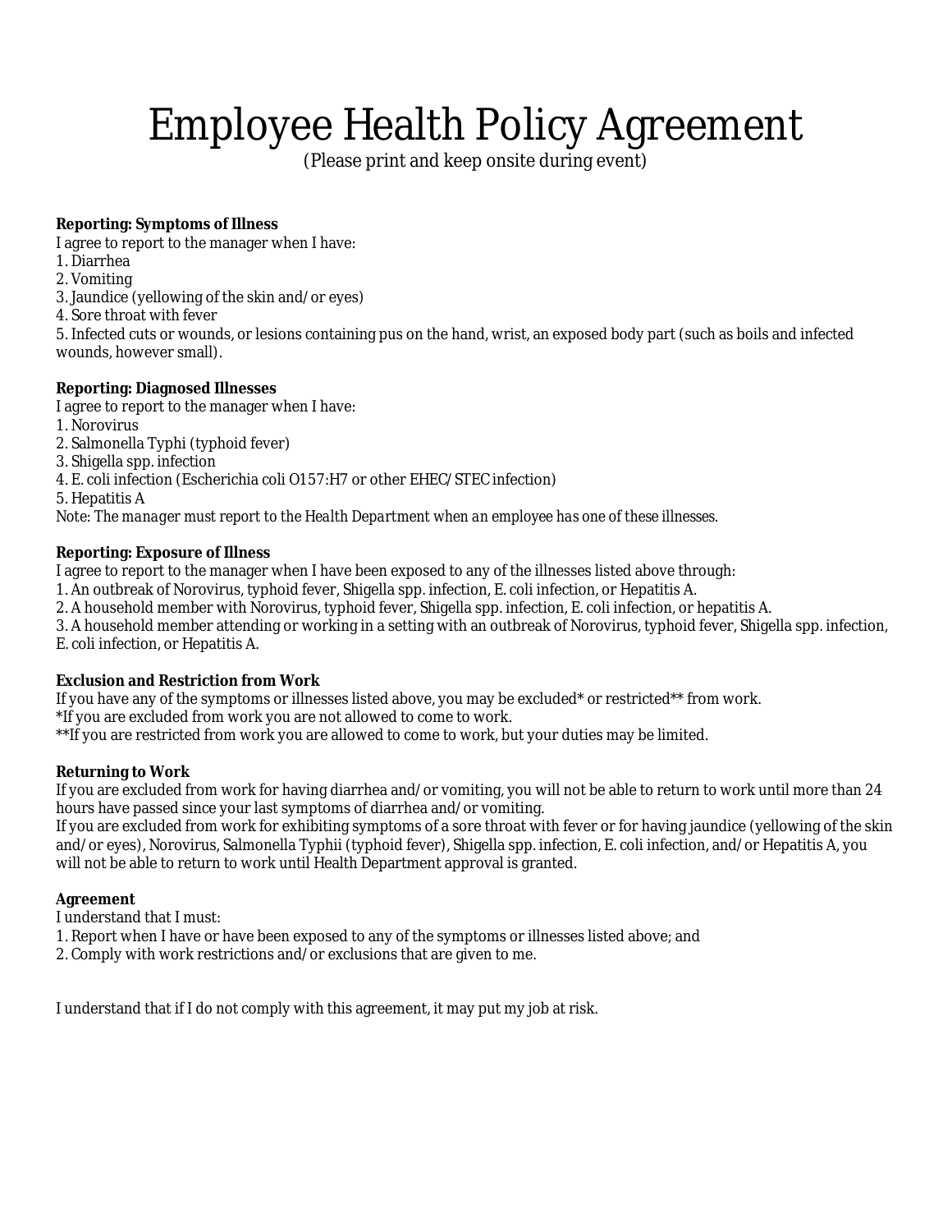# Employee Health Policy Agreement

(Please print and keep onsite during event)

**Reporting: Symptoms of Illness**

I agree to report to the manager when I have:

1. Diarrhea
2. Vomiting
3. Jaundice (yellowing of the skin and/or eyes)
4. Sore throat with fever
5. Infected cuts or wounds, or lesions containing pus on the hand, wrist, an exposed body part (such as boils and infected wounds, however small).

**Reporting: Diagnosed Illnesses**

I agree to report to the manager when I have:

1. Norovirus
2. Salmonella Typhi (typhoid fever)
3. Shigella spp. infection
4. E. coli infection (Escherichia coli O157:H7 or other EHEC/STEC infection)
5. Hepatitis A

*Note: The manager must report to the Health Department when an employee has one of these illnesses.*

**Reporting: Exposure of Illness**

I agree to report to the manager when I have been exposed to any of the illnesses listed above through:

1. An outbreak of Norovirus, typhoid fever, Shigella spp. infection, E. coli infection, or Hepatitis A.
2. A household member with Norovirus, typhoid fever, Shigella spp. infection, E. coli infection, or hepatitis A.
3. A household member attending or working in a setting with an outbreak of Norovirus, typhoid fever, Shigella spp. infection, E. coli infection, or Hepatitis A.

**Exclusion and Restriction from Work**

If you have any of the symptoms or illnesses listed above, you may be excluded* or restricted** from work.
*If you are excluded from work you are not allowed to come to work.
**If you are restricted from work you are allowed to come to work, but your duties may be limited.

**Returning to Work**

If you are excluded from work for having diarrhea and/or vomiting, you will not be able to return to work until more than 24 hours have passed since your last symptoms of diarrhea and/or vomiting.
If you are excluded from work for exhibiting symptoms of a sore throat with fever or for having jaundice (yellowing of the skin and/or eyes), Norovirus, Salmonella Typhii (typhoid fever), Shigella spp. infection, E. coli infection, and/or Hepatitis A, you will not be able to return to work until Health Department approval is granted.

**Agreement**

I understand that I must:

1. Report when I have or have been exposed to any of the symptoms or illnesses listed above; and
2. Comply with work restrictions and/or exclusions that are given to me.

I understand that if I do not comply with this agreement, it may put my job at risk.